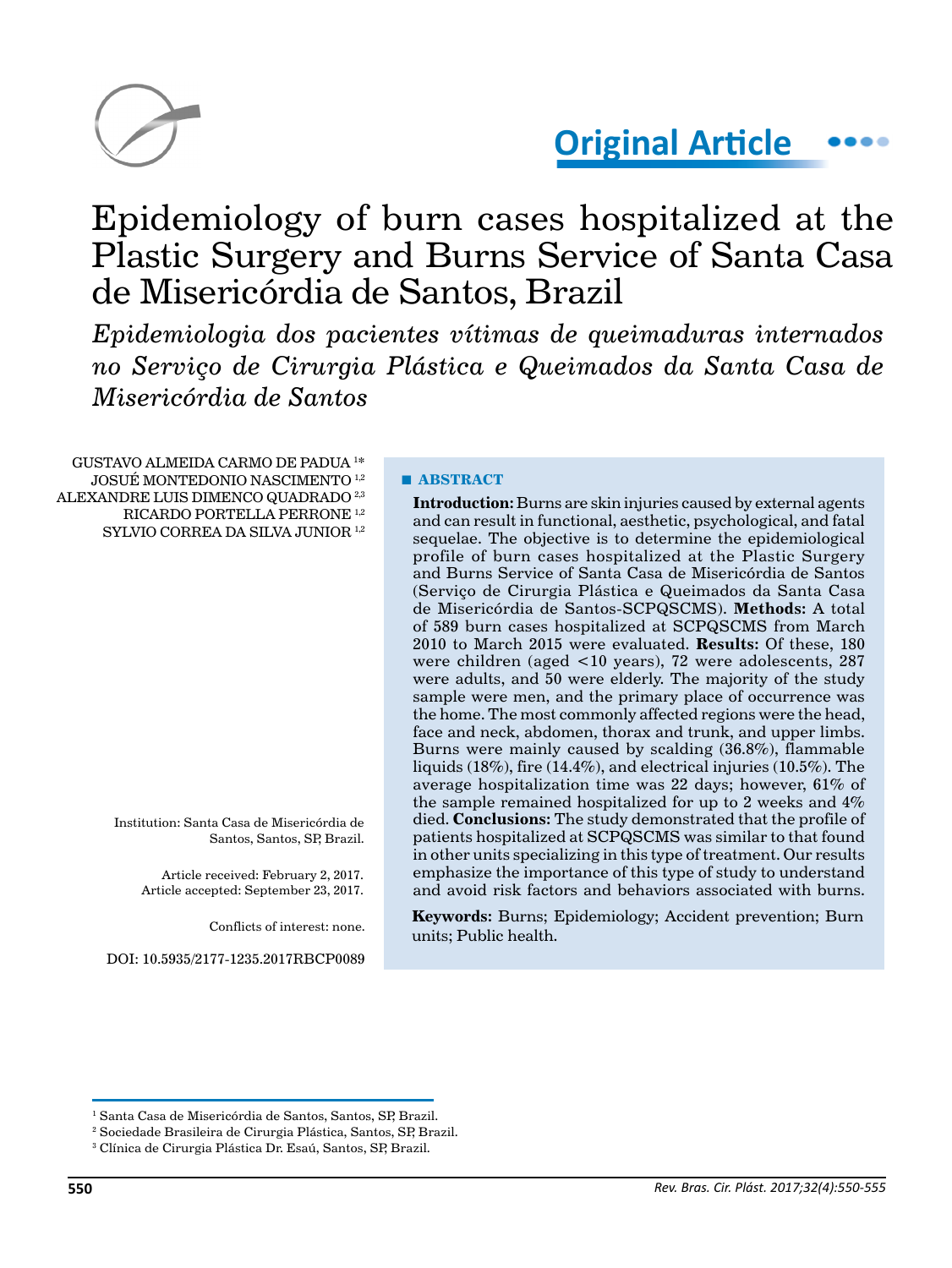Original Article

# Epidemiology of burn cases hospitalized at the Plastic Surgery and Burns Service of Santa Casa de Misericórdia de Santos, Brazil

## *Epidemiologia dos pacientes vítimas de queimaduras internados no Serviço de Cirurgia Plástica e Queimados da Santa Casa de Misericórdia de Santos*

GUSTAVO ALMEIDA CARMO DE PADUA [1*]
JOSUÉ MONTEDONIO NASCIMENTO [1,2]
ALEXANDRE LUIS DIMENCO QUADRADO [2,3]
RICARDO PORTELLA PERRONE [1,2]
SYLVIO CORREA DA SILVA JUNIOR [1,2]

Institution: Santa Casa de Misericórdia de Santos, Santos, SP, Brazil.

Article received: February 2, 2017.
Article accepted: September 23, 2017.

Conflicts of interest: none.

DOI: 10.5935/2177-1235.2017RBCP0089

### ■ ABSTRACT

**Introduction:** Burns are skin injuries caused by external agents and can result in functional, aesthetic, psychological, and fatal sequelae. The objective is to determine the epidemiological profile of burn cases hospitalized at the Plastic Surgery and Burns Service of Santa Casa de Misericórdia de Santos (Serviço de Cirurgia Plástica e Queimados da Santa Casa de Misericórdia de Santos-SCPQSCMS). **Methods:** A total of 589 burn cases hospitalized at SCPQSCMS from March 2010 to March 2015 were evaluated. **Results:** Of these, 180 were children (aged <10 years), 72 were adolescents, 287 were adults, and 50 were elderly. The majority of the study sample were men, and the primary place of occurrence was the home. The most commonly affected regions were the head, face and neck, abdomen, thorax and trunk, and upper limbs. Burns were mainly caused by scalding (36.8%), flammable liquids (18%), fire (14.4%), and electrical injuries (10.5%). The average hospitalization time was 22 days; however, 61% of the sample remained hospitalized for up to 2 weeks and 4% died. **Conclusions:** The study demonstrated that the profile of patients hospitalized at SCPQSCMS was similar to that found in other units specializing in this type of treatment. Our results emphasize the importance of this type of study to understand and avoid risk factors and behaviors associated with burns.

**Keywords:** Burns; Epidemiology; Accident prevention; Burn units; Public health.

[1] Santa Casa de Misericórdia de Santos, Santos, SP, Brazil.
[2] Sociedade Brasileira de Cirurgia Plástica, Santos, SP, Brazil.
[3] Clínica de Cirurgia Plástica Dr. Esaú, Santos, SP, Brazil.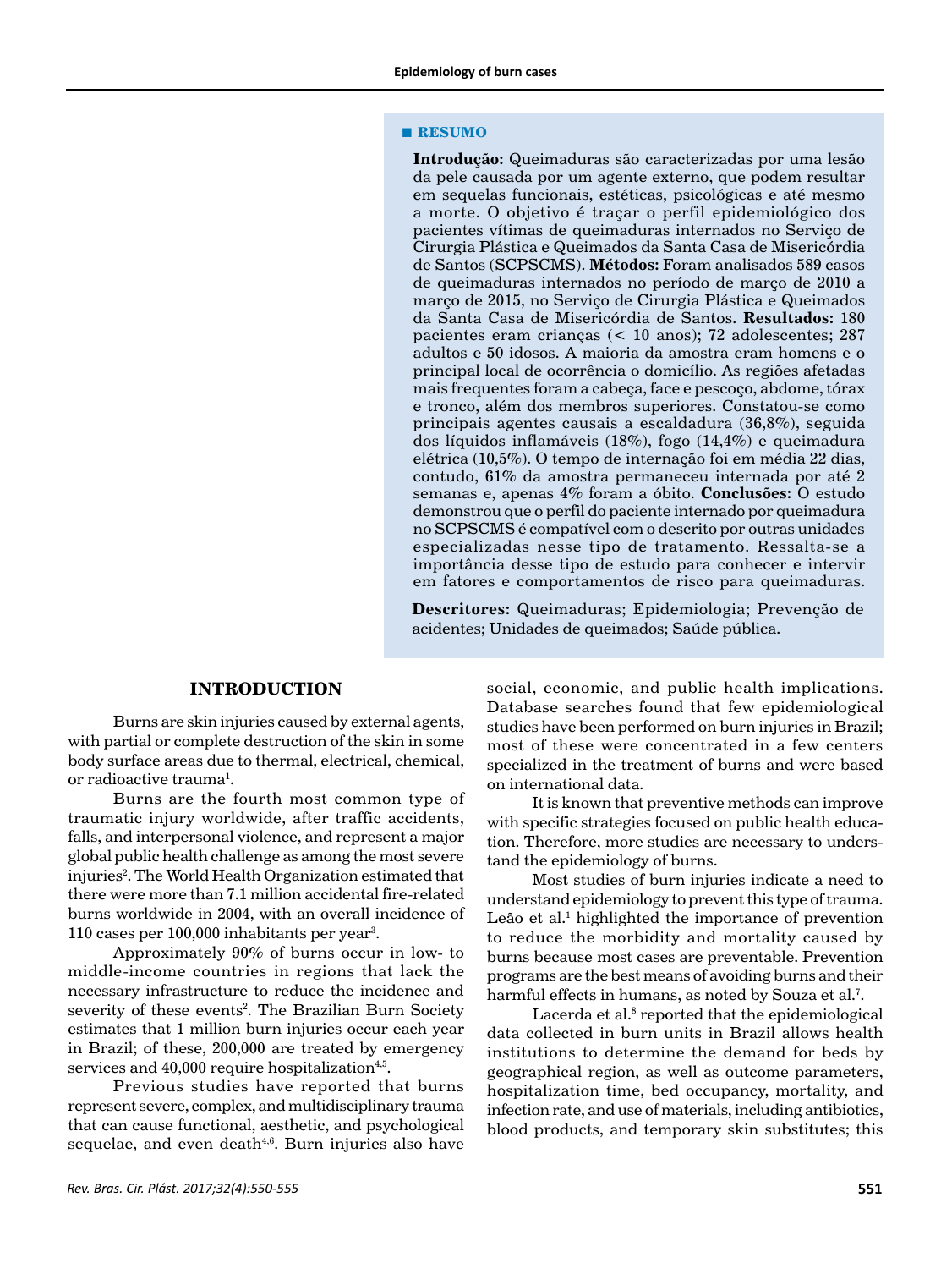## ■ RESUMO

**Introdução:** Queimaduras são caracterizadas por uma lesão da pele causada por um agente externo, que podem resultar em sequelas funcionais, estéticas, psicológicas e até mesmo a morte. O objetivo é traçar o perfil epidemiológico dos pacientes vítimas de queimaduras internados no Serviço de Cirurgia Plástica e Queimados da Santa Casa de Misericórdia de Santos (SCPSCMS). **Métodos:** Foram analisados 589 casos de queimaduras internados no período de março de 2010 a março de 2015, no Serviço de Cirurgia Plástica e Queimados da Santa Casa de Misericórdia de Santos. **Resultados:** 180 pacientes eram crianças (< 10 anos); 72 adolescentes; 287 adultos e 50 idosos. A maioria da amostra eram homens e o principal local de ocorrência o domicílio. As regiões afetadas mais frequentes foram a cabeça, face e pescoço, abdome, tórax e tronco, além dos membros superiores. Constatou-se como principais agentes causais a escaldadura (36,8%), seguida dos líquidos inflamáveis (18%), fogo (14,4%) e queimadura elétrica (10,5%). O tempo de internação foi em média 22 dias, contudo, 61% da amostra permaneceu internada por até 2 semanas e, apenas 4% foram a óbito. **Conclusões:** O estudo demonstrou que o perfil do paciente internado por queimadura no SCPSCMS é compatível com o descrito por outras unidades especializadas nesse tipo de tratamento. Ressalta-se a importância desse tipo de estudo para conhecer e intervir em fatores e comportamentos de risco para queimaduras.

**Descritores:** Queimaduras; Epidemiologia; Prevenção de acidentes; Unidades de queimados; Saúde pública.

## INTRODUCTION

Burns are skin injuries caused by external agents, with partial or complete destruction of the skin in some body surface areas due to thermal, electrical, chemical, or radioactive trauma[1].

Burns are the fourth most common type of traumatic injury worldwide, after traffic accidents, falls, and interpersonal violence, and represent a major global public health challenge as among the most severe injuries[2]. The World Health Organization estimated that there were more than 7.1 million accidental fire-related burns worldwide in 2004, with an overall incidence of 110 cases per 100,000 inhabitants per year[3].

Approximately 90% of burns occur in low- to middle-income countries in regions that lack the necessary infrastructure to reduce the incidence and severity of these events[2]. The Brazilian Burn Society estimates that 1 million burn injuries occur each year in Brazil; of these, 200,000 are treated by emergency services and 40,000 require hospitalization[4,5].

Previous studies have reported that burns represent severe, complex, and multidisciplinary trauma that can cause functional, aesthetic, and psychological sequelae, and even death[4,6]. Burn injuries also have social, economic, and public health implications. Database searches found that few epidemiological studies have been performed on burn injuries in Brazil; most of these were concentrated in a few centers specialized in the treatment of burns and were based on international data.

It is known that preventive methods can improve with specific strategies focused on public health education. Therefore, more studies are necessary to understand the epidemiology of burns.

Most studies of burn injuries indicate a need to understand epidemiology to prevent this type of trauma. Leão et al.[1] highlighted the importance of prevention to reduce the morbidity and mortality caused by burns because most cases are preventable. Prevention programs are the best means of avoiding burns and their harmful effects in humans, as noted by Souza et al.[7].

Lacerda et al.[8] reported that the epidemiological data collected in burn units in Brazil allows health institutions to determine the demand for beds by geographical region, as well as outcome parameters, hospitalization time, bed occupancy, mortality, and infection rate, and use of materials, including antibiotics, blood products, and temporary skin substitutes; this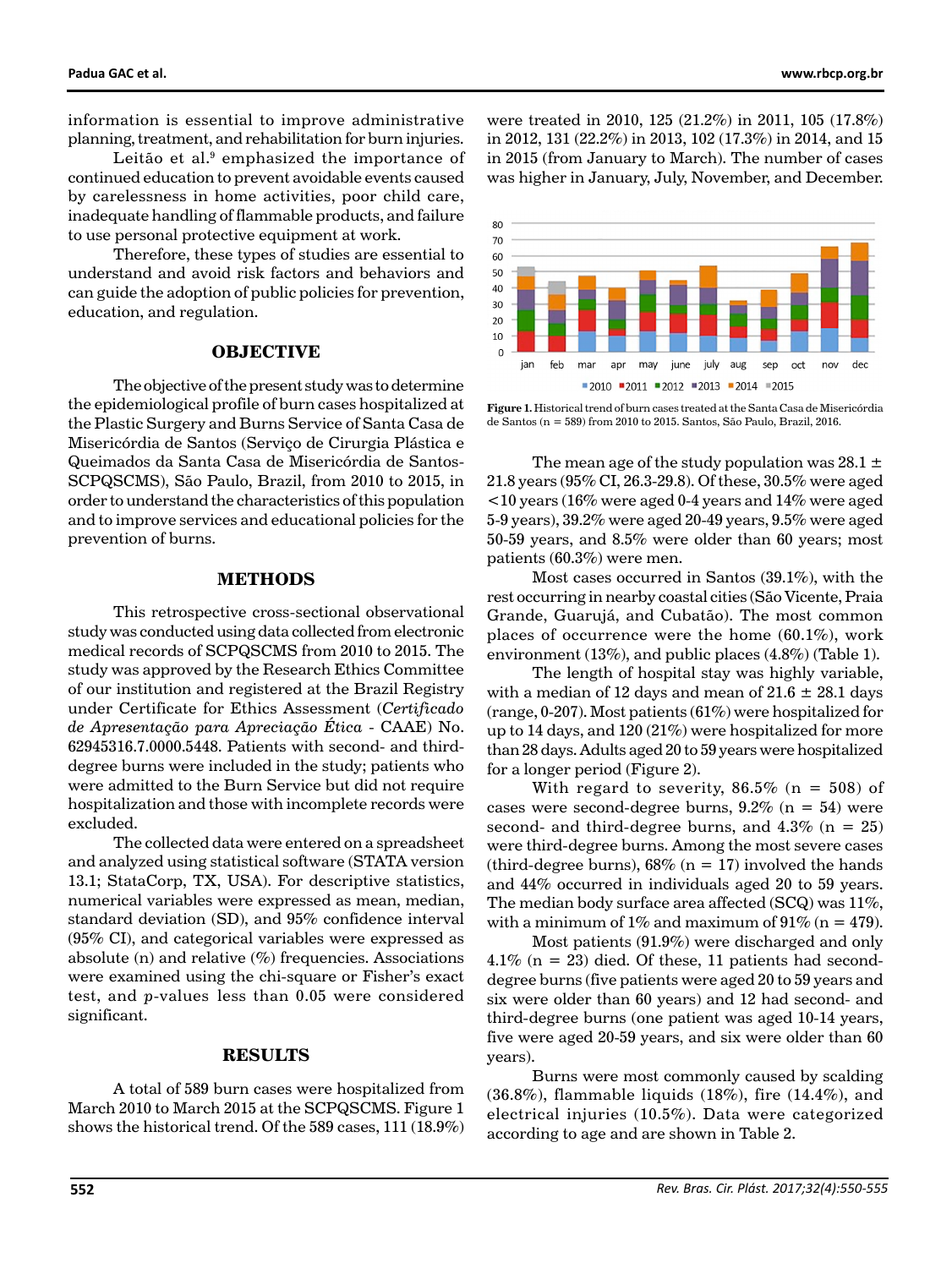information is essential to improve administrative planning, treatment, and rehabilitation for burn injuries.

Leitão et al.[9] emphasized the importance of continued education to prevent avoidable events caused by carelessness in home activities, poor child care, inadequate handling of flammable products, and failure to use personal protective equipment at work.

Therefore, these types of studies are essential to understand and avoid risk factors and behaviors and can guide the adoption of public policies for prevention, education, and regulation.

## OBJECTIVE

The objective of the present study was to determine the epidemiological profile of burn cases hospitalized at the Plastic Surgery and Burns Service of Santa Casa de Misericórdia de Santos (Serviço de Cirurgia Plástica e Queimados da Santa Casa de Misericórdia de Santos-SCPQSCMS), São Paulo, Brazil, from 2010 to 2015, in order to understand the characteristics of this population and to improve services and educational policies for the prevention of burns.

## METHODS

This retrospective cross-sectional observational study was conducted using data collected from electronic medical records of SCPQSCMS from 2010 to 2015. The study was approved by the Research Ethics Committee of our institution and registered at the Brazil Registry under Certificate for Ethics Assessment (*Certificado de Apresentação para Apreciação Ética* - CAAE) No. 62945316.7.0000.5448. Patients with second- and third-degree burns were included in the study; patients who were admitted to the Burn Service but did not require hospitalization and those with incomplete records were excluded.

The collected data were entered on a spreadsheet and analyzed using statistical software (STATA version 13.1; StataCorp, TX, USA). For descriptive statistics, numerical variables were expressed as mean, median, standard deviation (SD), and 95% confidence interval (95% CI), and categorical variables were expressed as absolute (n) and relative (%) frequencies. Associations were examined using the chi-square or Fisher's exact test, and *p*-values less than 0.05 were considered significant.

## RESULTS

A total of 589 burn cases were hospitalized from March 2010 to March 2015 at the SCPQSCMS. Figure 1 shows the historical trend. Of the 589 cases, 111 (18.9%) were treated in 2010, 125 (21.2%) in 2011, 105 (17.8%) in 2012, 131 (22.2%) in 2013, 102 (17.3%) in 2014, and 15 in 2015 (from January to March). The number of cases was higher in January, July, November, and December.

**Figure 1.** Historical trend of burn cases treated at the Santa Casa de Misericórdia de Santos (n = 589) from 2010 to 2015. Santos, São Paulo, Brazil, 2016.

The mean age of the study population was 28.1 ± 21.8 years (95% CI, 26.3-29.8). Of these, 30.5% were aged <10 years (16% were aged 0-4 years and 14% were aged 5-9 years), 39.2% were aged 20-49 years, 9.5% were aged 50-59 years, and 8.5% were older than 60 years; most patients (60.3%) were men.

Most cases occurred in Santos (39.1%), with the rest occurring in nearby coastal cities (São Vicente, Praia Grande, Guarujá, and Cubatão). The most common places of occurrence were the home (60.1%), work environment (13%), and public places (4.8%) (Table 1).

The length of hospital stay was highly variable, with a median of 12 days and mean of 21.6 ± 28.1 days (range, 0-207). Most patients (61%) were hospitalized for up to 14 days, and 120 (21%) were hospitalized for more than 28 days. Adults aged 20 to 59 years were hospitalized for a longer period (Figure 2).

With regard to severity, 86.5% (n = 508) of cases were second-degree burns, 9.2% (n = 54) were second- and third-degree burns, and 4.3% (n = 25) were third-degree burns. Among the most severe cases (third-degree burns), 68% (n = 17) involved the hands and 44% occurred in individuals aged 20 to 59 years. The median body surface area affected (SCQ) was 11%, with a minimum of 1% and maximum of 91% (n = 479).

Most patients (91.9%) were discharged and only 4.1% (n = 23) died. Of these, 11 patients had second-degree burns (five patients were aged 20 to 59 years and six were older than 60 years) and 12 had second- and third-degree burns (one patient was aged 10-14 years, five were aged 20-59 years, and six were older than 60 years).

Burns were most commonly caused by scalding (36.8%), flammable liquids (18%), fire (14.4%), and electrical injuries (10.5%). Data were categorized according to age and are shown in Table 2.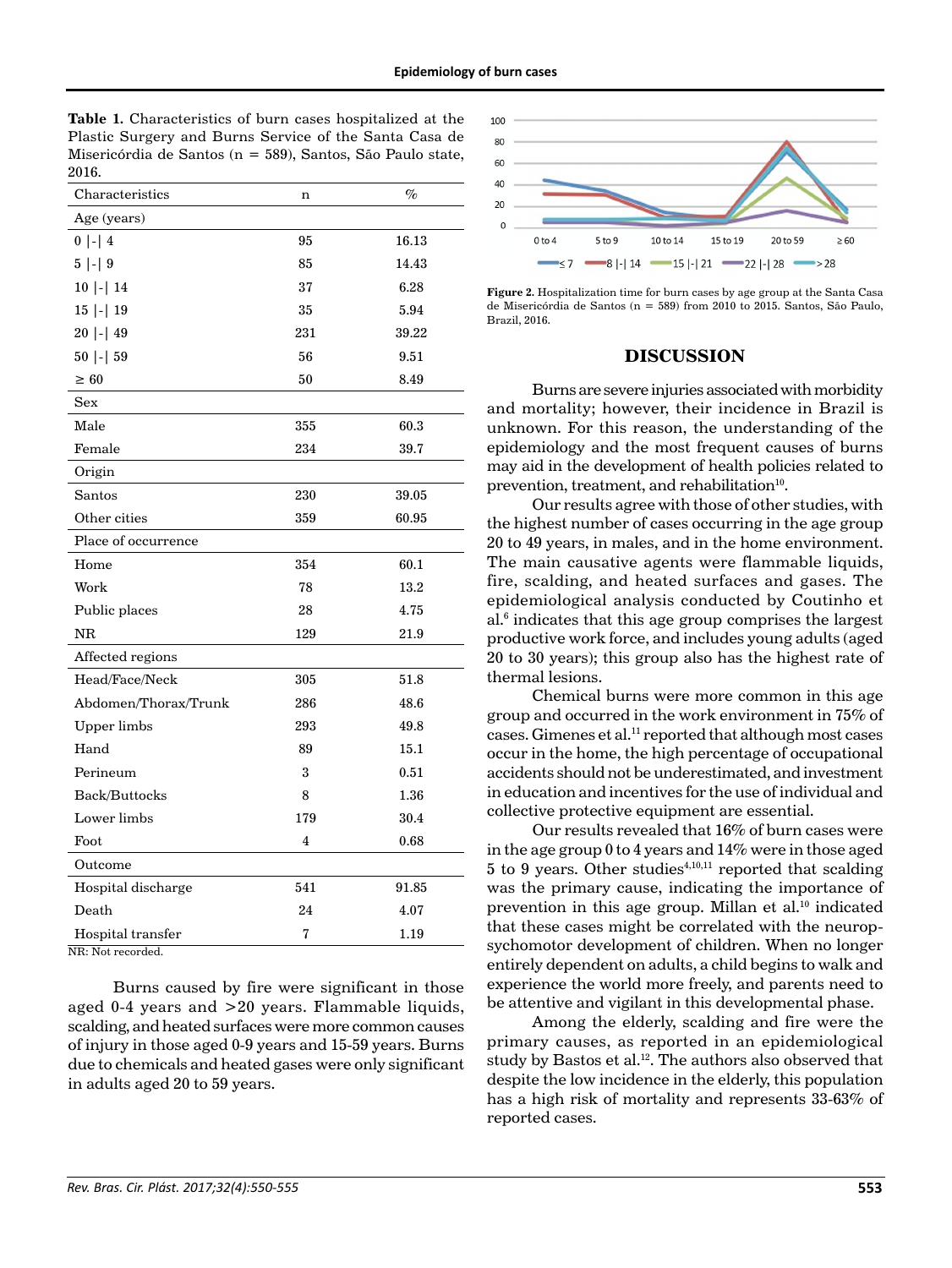**Table 1.** Characteristics of burn cases hospitalized at the Plastic Surgery and Burns Service of the Santa Casa de Misericórdia de Santos (n = 589), Santos, São Paulo state, 2016.

| Characteristics | n | % |
|---|---|---|
| Age (years) | | |
| 0 \|-\| 4 | 95 | 16.13 |
| 5 \|-\| 9 | 85 | 14.43 |
| 10 \|-\| 14 | 37 | 6.28 |
| 15 \|-\| 19 | 35 | 5.94 |
| 20 \|-\| 49 | 231 | 39.22 |
| 50 \|-\| 59 | 56 | 9.51 |
| ≥ 60 | 50 | 8.49 |
| Sex | | |
| Male | 355 | 60.3 |
| Female | 234 | 39.7 |
| Origin | | |
| Santos | 230 | 39.05 |
| Other cities | 359 | 60.95 |
| Place of occurrence | | |
| Home | 354 | 60.1 |
| Work | 78 | 13.2 |
| Public places | 28 | 4.75 |
| NR | 129 | 21.9 |
| Affected regions | | |
| Head/Face/Neck | 305 | 51.8 |
| Abdomen/Thorax/Trunk | 286 | 48.6 |
| Upper limbs | 293 | 49.8 |
| Hand | 89 | 15.1 |
| Perineum | 3 | 0.51 |
| Back/Buttocks | 8 | 1.36 |
| Lower limbs | 179 | 30.4 |
| Foot | 4 | 0.68 |
| Outcome | | |
| Hospital discharge | 541 | 91.85 |
| Death | 24 | 4.07 |
| Hospital transfer | 7 | 1.19 |

NR: Not recorded.

Burns caused by fire were significant in those aged 0-4 years and >20 years. Flammable liquids, scalding, and heated surfaces were more common causes of injury in those aged 0-9 years and 15-59 years. Burns due to chemicals and heated gases were only significant in adults aged 20 to 59 years.

**Figure 2.** Hospitalization time for burn cases by age group at the Santa Casa de Misericórdia de Santos (n = 589) from 2010 to 2015. Santos, São Paulo, Brazil, 2016.

## DISCUSSION

Burns are severe injuries associated with morbidity and mortality; however, their incidence in Brazil is unknown. For this reason, the understanding of the epidemiology and the most frequent causes of burns may aid in the development of health policies related to prevention, treatment, and rehabilitation[10].

Our results agree with those of other studies, with the highest number of cases occurring in the age group 20 to 49 years, in males, and in the home environment. The main causative agents were flammable liquids, fire, scalding, and heated surfaces and gases. The epidemiological analysis conducted by Coutinho et al.[6] indicates that this age group comprises the largest productive work force, and includes young adults (aged 20 to 30 years); this group also has the highest rate of thermal lesions.

Chemical burns were more common in this age group and occurred in the work environment in 75% of cases. Gimenes et al.[11] reported that although most cases occur in the home, the high percentage of occupational accidents should not be underestimated, and investment in education and incentives for the use of individual and collective protective equipment are essential.

Our results revealed that 16% of burn cases were in the age group 0 to 4 years and 14% were in those aged 5 to 9 years. Other studies[4,10,11] reported that scalding was the primary cause, indicating the importance of prevention in this age group. Millan et al.[10] indicated that these cases might be correlated with the neuropsychomotor development of children. When no longer entirely dependent on adults, a child begins to walk and experience the world more freely, and parents need to be attentive and vigilant in this developmental phase.

Among the elderly, scalding and fire were the primary causes, as reported in an epidemiological study by Bastos et al.[12]. The authors also observed that despite the low incidence in the elderly, this population has a high risk of mortality and represents 33-63% of reported cases.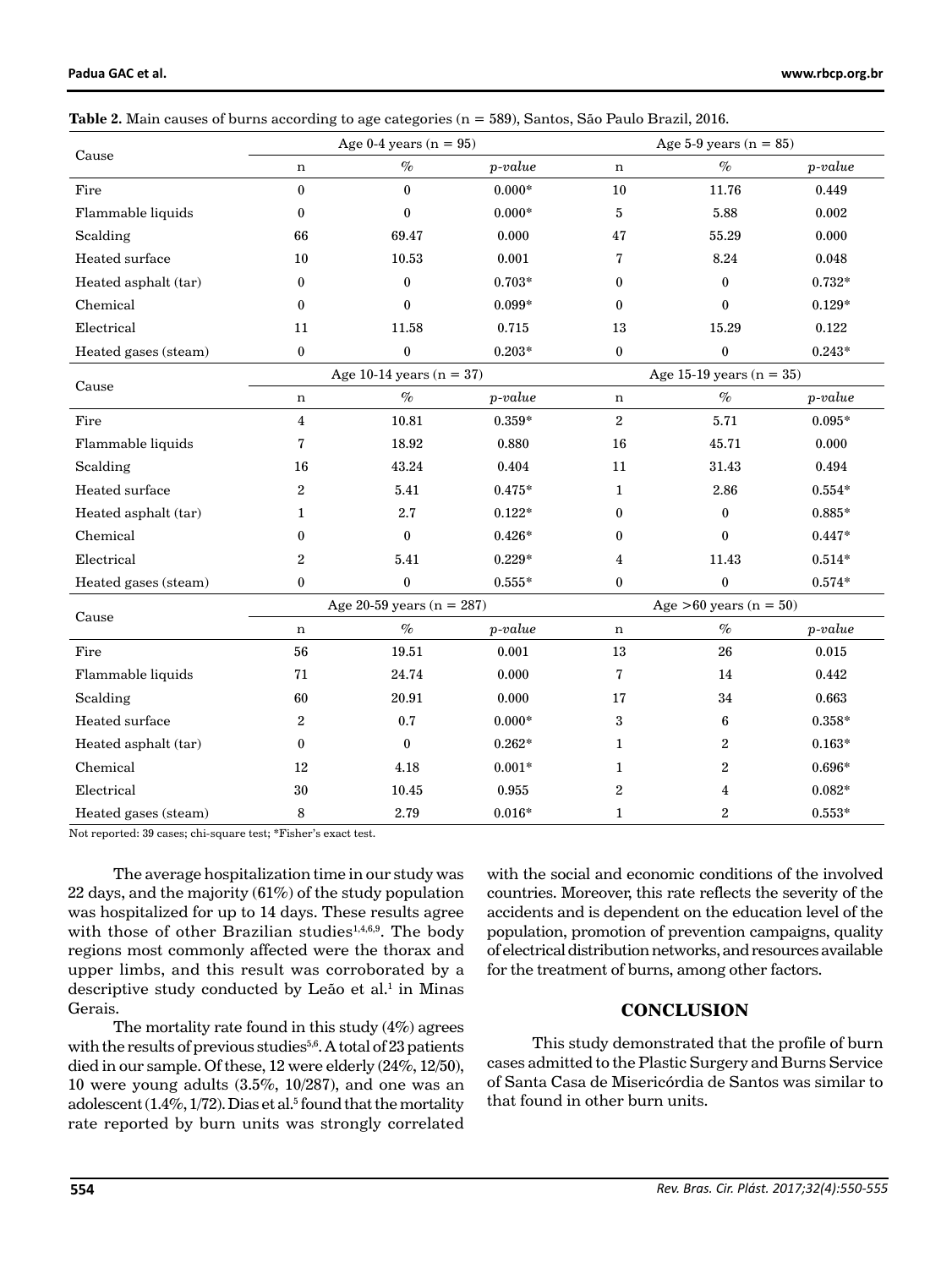**Table 2.** Main causes of burns according to age categories (n = 589), Santos, São Paulo Brazil, 2016.

| Cause | Age 0-4 years (n = 95) | | | Age 5-9 years (n = 85) | | |
|---|---|---|---|---|---|---|
| | n | % | *p-value* | n | % | *p-value* |
| Fire | 0 | 0 | 0.000* | 10 | 11.76 | 0.449 |
| Flammable liquids | 0 | 0 | 0.000* | 5 | 5.88 | 0.002 |
| Scalding | 66 | 69.47 | 0.000 | 47 | 55.29 | 0.000 |
| Heated surface | 10 | 10.53 | 0.001 | 7 | 8.24 | 0.048 |
| Heated asphalt (tar) | 0 | 0 | 0.703* | 0 | 0 | 0.732* |
| Chemical | 0 | 0 | 0.099* | 0 | 0 | 0.129* |
| Electrical | 11 | 11.58 | 0.715 | 13 | 15.29 | 0.122 |
| Heated gases (steam) | 0 | 0 | 0.203* | 0 | 0 | 0.243* |
| **Cause** | **Age 10-14 years (n = 37)** | | | **Age 15-19 years (n = 35)** | | |
| | n | % | *p-value* | n | % | *p-value* |
| Fire | 4 | 10.81 | 0.359* | 2 | 5.71 | 0.095* |
| Flammable liquids | 7 | 18.92 | 0.880 | 16 | 45.71 | 0.000 |
| Scalding | 16 | 43.24 | 0.404 | 11 | 31.43 | 0.494 |
| Heated surface | 2 | 5.41 | 0.475* | 1 | 2.86 | 0.554* |
| Heated asphalt (tar) | 1 | 2.7 | 0.122* | 0 | 0 | 0.885* |
| Chemical | 0 | 0 | 0.426* | 0 | 0 | 0.447* |
| Electrical | 2 | 5.41 | 0.229* | 4 | 11.43 | 0.514* |
| Heated gases (steam) | 0 | 0 | 0.555* | 0 | 0 | 0.574* |
| **Cause** | **Age 20-59 years (n = 287)** | | | **Age >60 years (n = 50)** | | |
| | n | % | *p-value* | n | % | *p-value* |
| Fire | 56 | 19.51 | 0.001 | 13 | 26 | 0.015 |
| Flammable liquids | 71 | 24.74 | 0.000 | 7 | 14 | 0.442 |
| Scalding | 60 | 20.91 | 0.000 | 17 | 34 | 0.663 |
| Heated surface | 2 | 0.7 | 0.000* | 3 | 6 | 0.358* |
| Heated asphalt (tar) | 0 | 0 | 0.262* | 1 | 2 | 0.163* |
| Chemical | 12 | 4.18 | 0.001* | 1 | 2 | 0.696* |
| Electrical | 30 | 10.45 | 0.955 | 2 | 4 | 0.082* |
| Heated gases (steam) | 8 | 2.79 | 0.016* | 1 | 2 | 0.553* |

Not reported: 39 cases; chi-square test; *Fisher's exact test.

The average hospitalization time in our study was 22 days, and the majority (61%) of the study population was hospitalized for up to 14 days. These results agree with those of other Brazilian studies[1,4,6,9]. The body regions most commonly affected were the thorax and upper limbs, and this result was corroborated by a descriptive study conducted by Leão et al.[1] in Minas Gerais.

The mortality rate found in this study (4%) agrees with the results of previous studies[5,6]. A total of 23 patients died in our sample. Of these, 12 were elderly (24%, 12/50), 10 were young adults (3.5%, 10/287), and one was an adolescent (1.4%, 1/72). Dias et al.[5] found that the mortality rate reported by burn units was strongly correlated with the social and economic conditions of the involved countries. Moreover, this rate reflects the severity of the accidents and is dependent on the education level of the population, promotion of prevention campaigns, quality of electrical distribution networks, and resources available for the treatment of burns, among other factors.

## CONCLUSION

This study demonstrated that the profile of burn cases admitted to the Plastic Surgery and Burns Service of Santa Casa de Misericórdia de Santos was similar to that found in other burn units.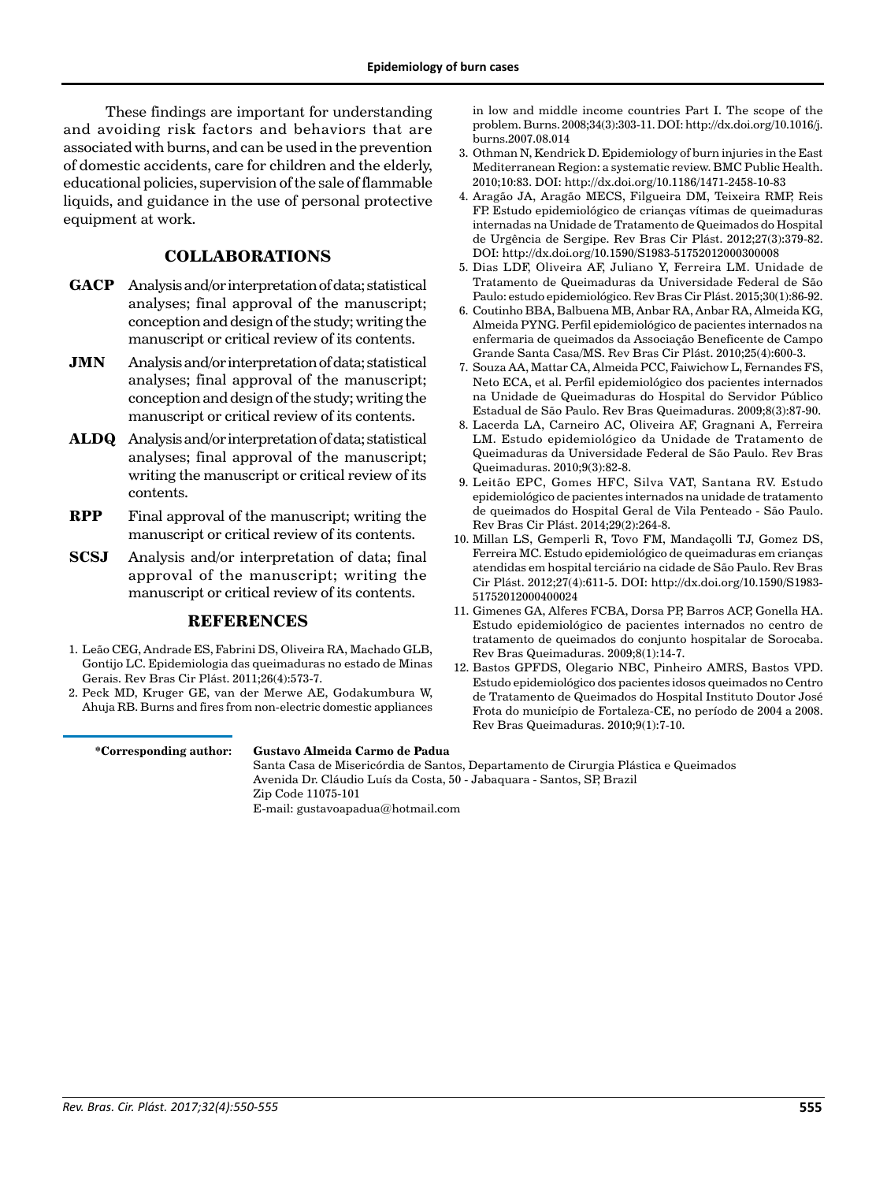These findings are important for understanding and avoiding risk factors and behaviors that are associated with burns, and can be used in the prevention of domestic accidents, care for children and the elderly, educational policies, supervision of the sale of flammable liquids, and guidance in the use of personal protective equipment at work.

## COLLABORATIONS

**GACP** Analysis and/or interpretation of data; statistical analyses; final approval of the manuscript; conception and design of the study; writing the manuscript or critical review of its contents.

**JMN** Analysis and/or interpretation of data; statistical analyses; final approval of the manuscript; conception and design of the study; writing the manuscript or critical review of its contents.

**ALDQ** Analysis and/or interpretation of data; statistical analyses; final approval of the manuscript; writing the manuscript or critical review of its contents.

**RPP** Final approval of the manuscript; writing the manuscript or critical review of its contents.

**SCSJ** Analysis and/or interpretation of data; final approval of the manuscript; writing the manuscript or critical review of its contents.

## REFERENCES

1. Leão CEG, Andrade ES, Fabrini DS, Oliveira RA, Machado GLB, Gontijo LC. Epidemiologia das queimaduras no estado de Minas Gerais. Rev Bras Cir Plást. 2011;26(4):573-7.
2. Peck MD, Kruger GE, van der Merwe AE, Godakumbura W, Ahuja RB. Burns and fires from non-electric domestic appliances in low and middle income countries Part I. The scope of the problem. Burns. 2008;34(3):303-11. DOI: http://dx.doi.org/10.1016/j.burns.2007.08.014
3. Othman N, Kendrick D. Epidemiology of burn injuries in the East Mediterranean Region: a systematic review. BMC Public Health. 2010;10:83. DOI: http://dx.doi.org/10.1186/1471-2458-10-83
4. Aragão JA, Aragão MECS, Filgueira DM, Teixeira RMP, Reis FP. Estudo epidemiológico de crianças vítimas de queimaduras internadas na Unidade de Tratamento de Queimados do Hospital de Urgência de Sergipe. Rev Bras Cir Plást. 2012;27(3):379-82. DOI: http://dx.doi.org/10.1590/S1983-51752012000300008
5. Dias LDF, Oliveira AF, Juliano Y, Ferreira LM. Unidade de Tratamento de Queimaduras da Universidade Federal de São Paulo: estudo epidemiológico. Rev Bras Cir Plást. 2015;30(1):86-92.
6. Coutinho BBA, Balbuena MB, Anbar RA, Anbar RA, Almeida KG, Almeida PYNG. Perfil epidemiológico de pacientes internados na enfermaria de queimados da Associação Beneficente de Campo Grande Santa Casa/MS. Rev Bras Cir Plást. 2010;25(4):600-3.
7. Souza AA, Mattar CA, Almeida PCC, Faiwichow L, Fernandes FS, Neto ECA, et al. Perfil epidemiológico dos pacientes internados na Unidade de Queimaduras do Hospital do Servidor Público Estadual de São Paulo. Rev Bras Queimaduras. 2009;8(3):87-90.
8. Lacerda LA, Carneiro AC, Oliveira AF, Gragnani A, Ferreira LM. Estudo epidemiológico da Unidade de Tratamento de Queimaduras da Universidade Federal de São Paulo. Rev Bras Queimaduras. 2010;9(3):82-8.
9. Leitão EPC, Gomes HFC, Silva VAT, Santana RV. Estudo epidemiológico de pacientes internados na unidade de tratamento de queimados do Hospital Geral de Vila Penteado - São Paulo. Rev Bras Cir Plást. 2014;29(2):264-8.
10. Millan LS, Gemperli R, Tovo FM, Mandaçolli TJ, Gomez DS, Ferreira MC. Estudo epidemiológico de queimaduras em crianças atendidas em hospital terciário na cidade de São Paulo. Rev Bras Cir Plást. 2012;27(4):611-5. DOI: http://dx.doi.org/10.1590/S1983-51752012000400024
11. Gimenes GA, Alferes FCBA, Dorsa PP, Barros ACP, Gonella HA. Estudo epidemiológico de pacientes internados no centro de tratamento de queimados do conjunto hospitalar de Sorocaba. Rev Bras Queimaduras. 2009;8(1):14-7.
12. Bastos GPFDS, Olegario NBC, Pinheiro AMRS, Bastos VPD. Estudo epidemiológico dos pacientes idosos queimados no Centro de Tratamento de Queimados do Hospital Instituto Doutor José Frota do município de Fortaleza-CE, no período de 2004 a 2008. Rev Bras Queimaduras. 2010;9(1):7-10.

**\*Corresponding author:** **Gustavo Almeida Carmo de Padua**
Santa Casa de Misericórdia de Santos, Departamento de Cirurgia Plástica e Queimados
Avenida Dr. Cláudio Luís da Costa, 50 - Jabaquara - Santos, SP, Brazil
Zip Code 11075-101
E-mail: gustavoapadua@hotmail.com